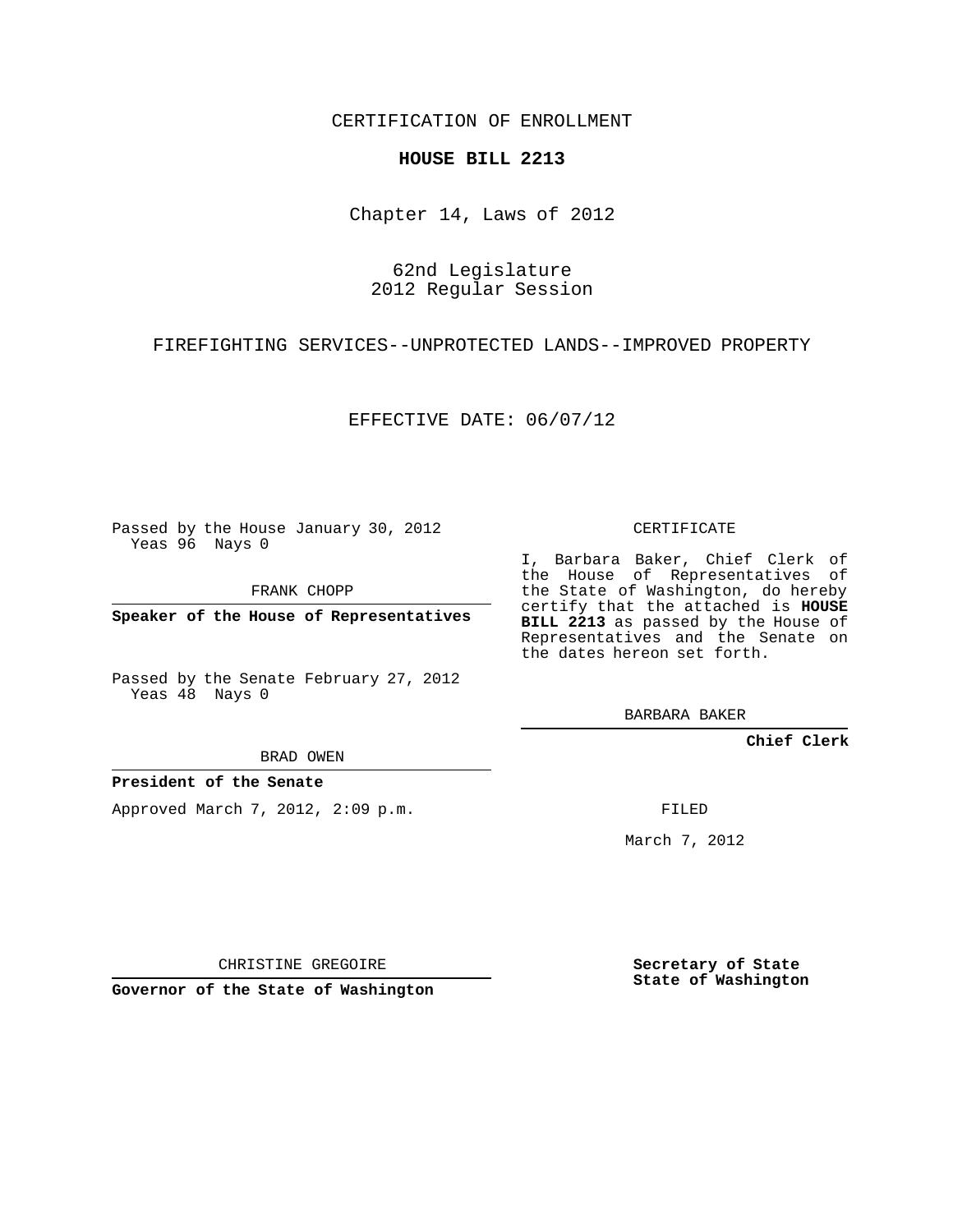CERTIFICATION OF ENROLLMENT

**HOUSE BILL 2213**

Chapter 14, Laws of 2012

62nd Legislature
2012 Regular Session

FIREFIGHTING SERVICES--UNPROTECTED LANDS--IMPROVED PROPERTY

EFFECTIVE DATE: 06/07/12

Passed by the House January 30, 2012
Yeas 96 Nays 0

FRANK CHOPP

**Speaker of the House of Representatives**

Passed by the Senate February 27, 2012
Yeas 48 Nays 0

BRAD OWEN

**President of the Senate**

Approved March 7, 2012, 2:09 p.m.

CHRISTINE GREGOIRE

**Governor of the State of Washington**

CERTIFICATE

I, Barbara Baker, Chief Clerk of the House of Representatives of the State of Washington, do hereby certify that the attached is **HOUSE BILL 2213** as passed by the House of Representatives and the Senate on the dates hereon set forth.

BARBARA BAKER

**Chief Clerk**

FILED

March 7, 2012

**Secretary of State**
**State of Washington**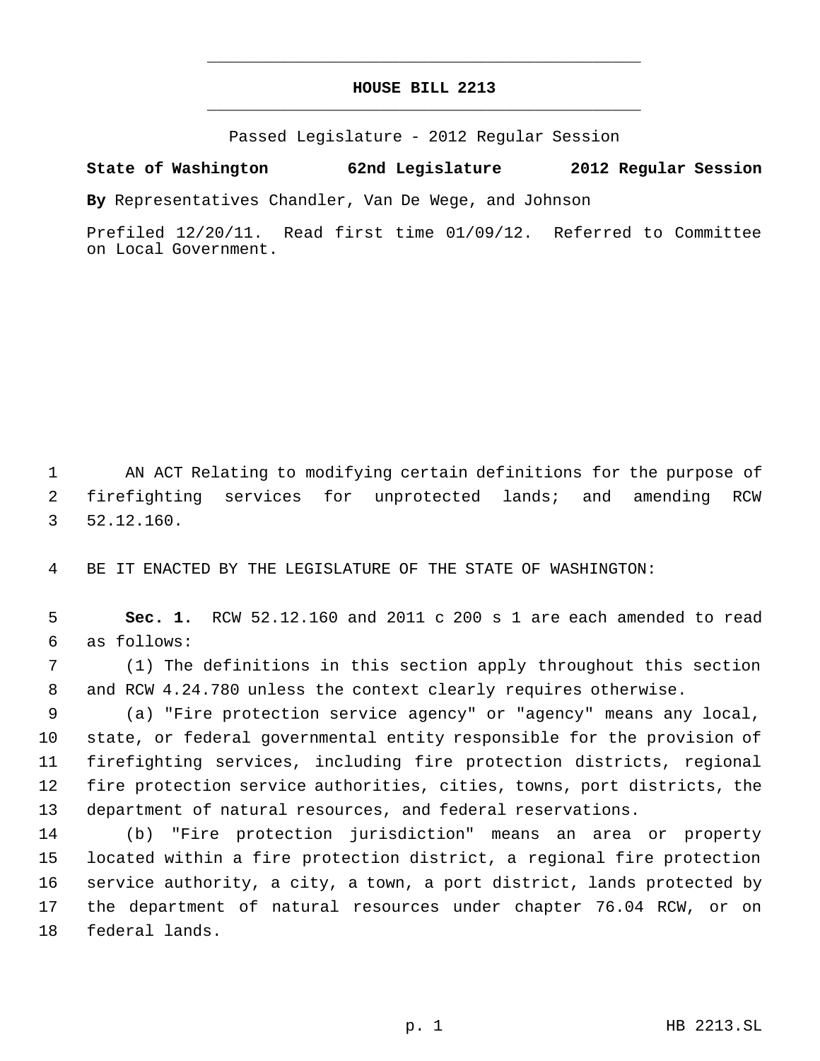# HOUSE BILL 2213

Passed Legislature - 2012 Regular Session

**State of Washington 62nd Legislature 2012 Regular Session**

**By** Representatives Chandler, Van De Wege, and Johnson

Prefiled 12/20/11. Read first time 01/09/12. Referred to Committee on Local Government.

AN ACT Relating to modifying certain definitions for the purpose of firefighting services for unprotected lands; and amending RCW 52.12.160.

BE IT ENACTED BY THE LEGISLATURE OF THE STATE OF WASHINGTON:

**Sec. 1.** RCW 52.12.160 and 2011 c 200 s 1 are each amended to read as follows:

(1) The definitions in this section apply throughout this section and RCW 4.24.780 unless the context clearly requires otherwise.

(a) "Fire protection service agency" or "agency" means any local, state, or federal governmental entity responsible for the provision of firefighting services, including fire protection districts, regional fire protection service authorities, cities, towns, port districts, the department of natural resources, and federal reservations.

(b) "Fire protection jurisdiction" means an area or property located within a fire protection district, a regional fire protection service authority, a city, a town, a port district, lands protected by the department of natural resources under chapter 76.04 RCW, or on federal lands.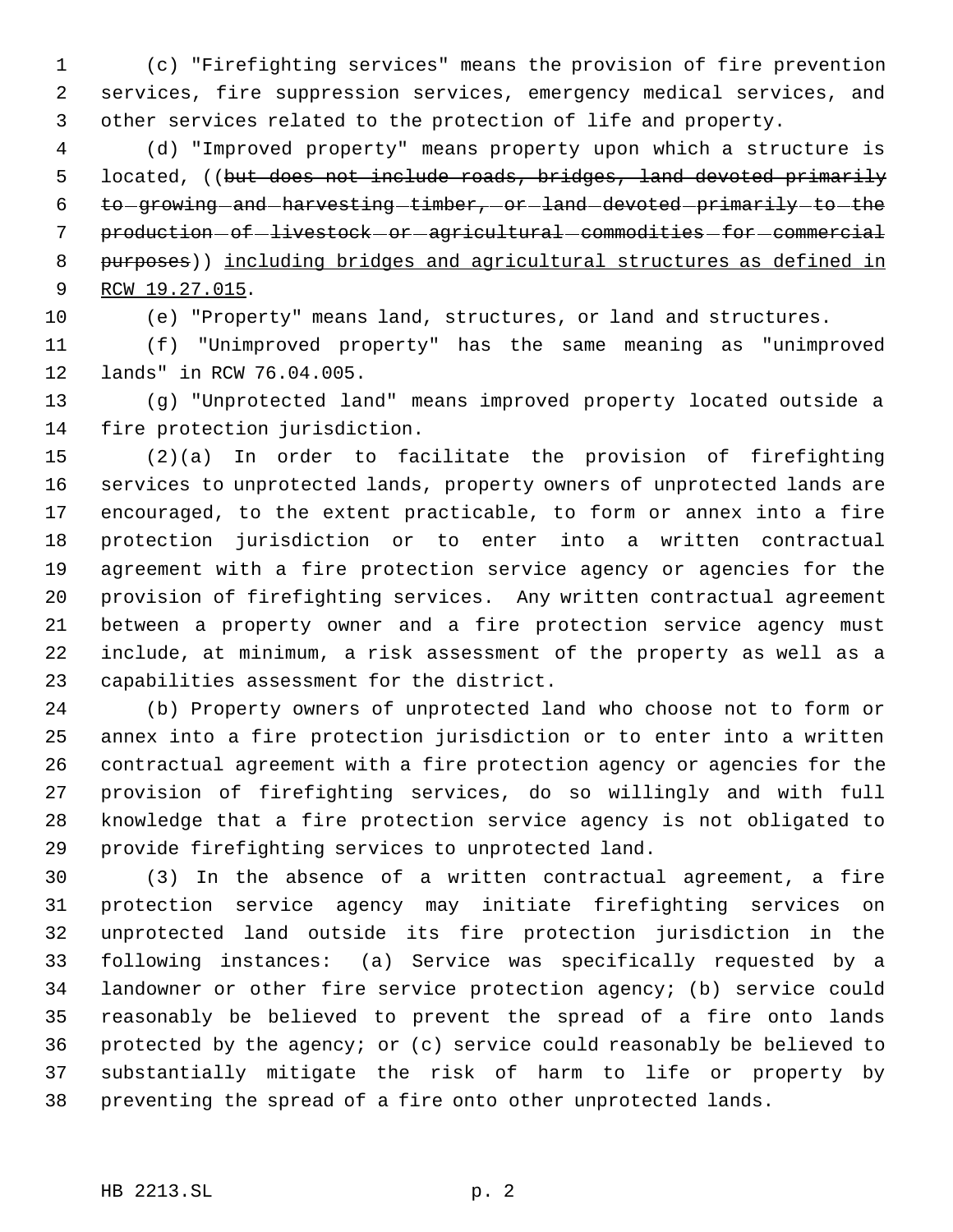(c) "Firefighting services" means the provision of fire prevention services, fire suppression services, emergency medical services, and other services related to the protection of life and property.

(d) "Improved property" means property upon which a structure is located, ((~~but does not include roads, bridges, land devoted primarily to growing and harvesting timber, or land devoted primarily to the production of livestock or agricultural commodities for commercial purposes~~)) <u>including bridges and agricultural structures as defined in RCW 19.27.015</u>.

(e) "Property" means land, structures, or land and structures.

(f) "Unimproved property" has the same meaning as "unimproved lands" in RCW 76.04.005.

(g) "Unprotected land" means improved property located outside a fire protection jurisdiction.

(2)(a) In order to facilitate the provision of firefighting services to unprotected lands, property owners of unprotected lands are encouraged, to the extent practicable, to form or annex into a fire protection jurisdiction or to enter into a written contractual agreement with a fire protection service agency or agencies for the provision of firefighting services. Any written contractual agreement between a property owner and a fire protection service agency must include, at minimum, a risk assessment of the property as well as a capabilities assessment for the district.

(b) Property owners of unprotected land who choose not to form or annex into a fire protection jurisdiction or to enter into a written contractual agreement with a fire protection agency or agencies for the provision of firefighting services, do so willingly and with full knowledge that a fire protection service agency is not obligated to provide firefighting services to unprotected land.

(3) In the absence of a written contractual agreement, a fire protection service agency may initiate firefighting services on unprotected land outside its fire protection jurisdiction in the following instances: (a) Service was specifically requested by a landowner or other fire service protection agency; (b) service could reasonably be believed to prevent the spread of a fire onto lands protected by the agency; or (c) service could reasonably be believed to substantially mitigate the risk of harm to life or property by preventing the spread of a fire onto other unprotected lands.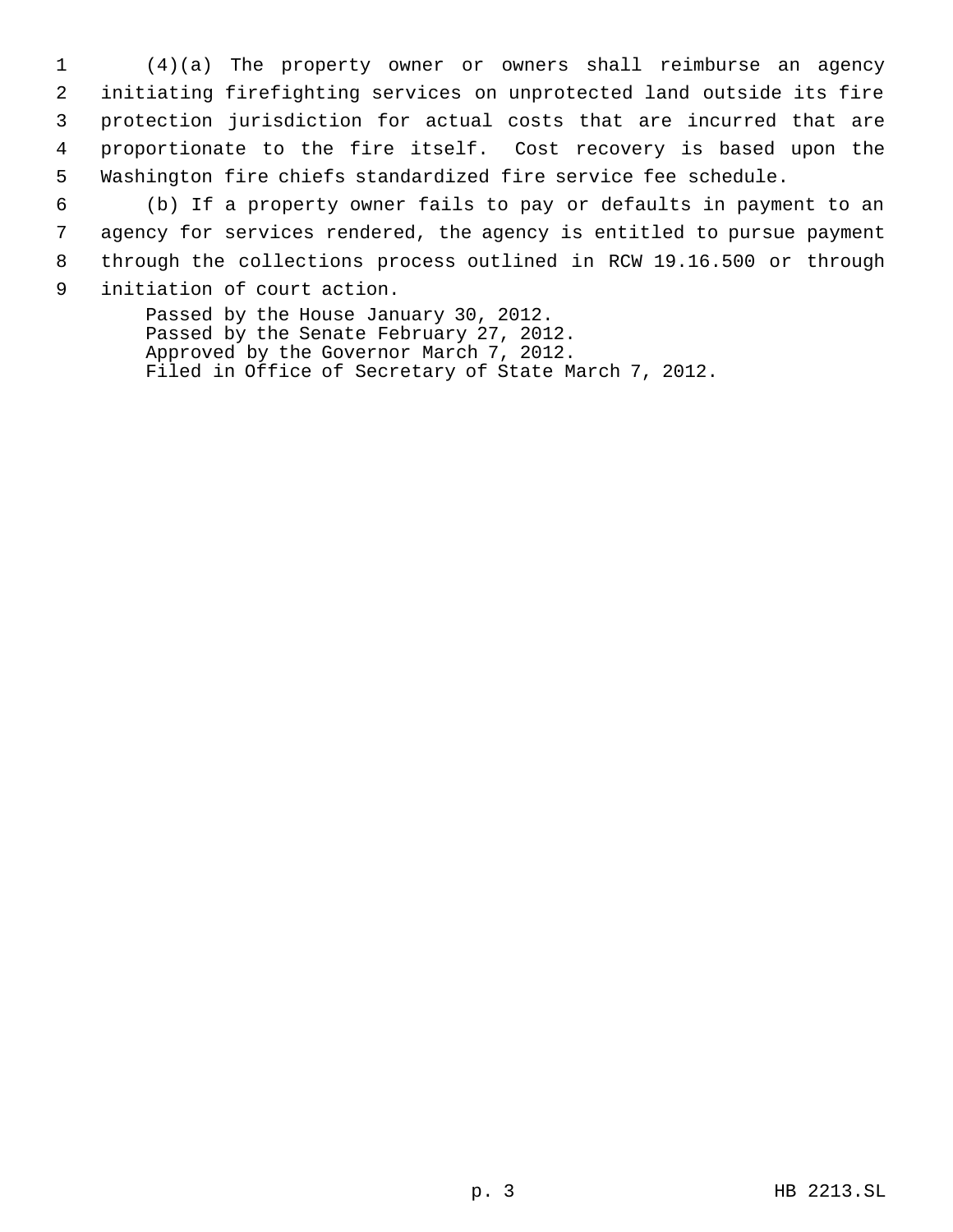(4)(a) The property owner or owners shall reimburse an agency initiating firefighting services on unprotected land outside its fire protection jurisdiction for actual costs that are incurred that are proportionate to the fire itself. Cost recovery is based upon the Washington fire chiefs standardized fire service fee schedule.

(b) If a property owner fails to pay or defaults in payment to an agency for services rendered, the agency is entitled to pursue payment through the collections process outlined in RCW 19.16.500 or through initiation of court action.

Passed by the House January 30, 2012.
Passed by the Senate February 27, 2012.
Approved by the Governor March 7, 2012.
Filed in Office of Secretary of State March 7, 2012.